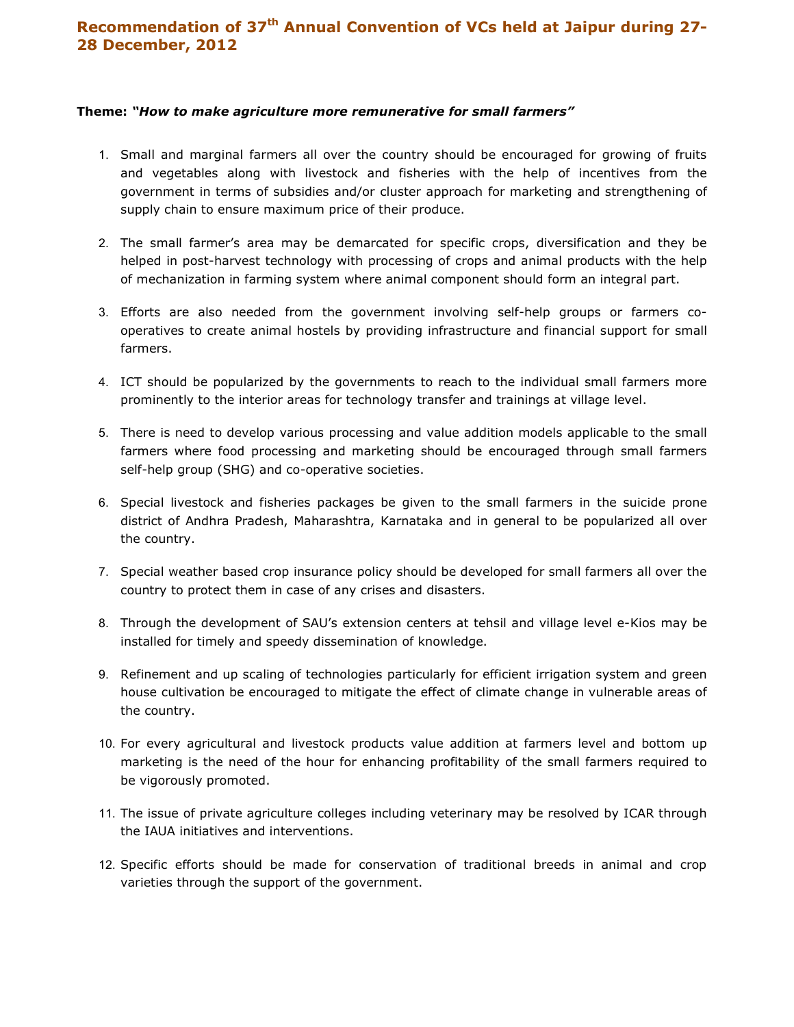# Recommendation of 37th Annual Convention of VCs held at Jaipur during 27-28 December, 2012

**Theme:** ***"How to make agriculture more remunerative for small farmers"***

1. Small and marginal farmers all over the country should be encouraged for growing of fruits and vegetables along with livestock and fisheries with the help of incentives from the government in terms of subsidies and/or cluster approach for marketing and strengthening of supply chain to ensure maximum price of their produce.

2. The small farmer's area may be demarcated for specific crops, diversification and they be helped in post-harvest technology with processing of crops and animal products with the help of mechanization in farming system where animal component should form an integral part.

3. Efforts are also needed from the government involving self-help groups or farmers co-operatives to create animal hostels by providing infrastructure and financial support for small farmers.

4. ICT should be popularized by the governments to reach to the individual small farmers more prominently to the interior areas for technology transfer and trainings at village level.

5. There is need to develop various processing and value addition models applicable to the small farmers where food processing and marketing should be encouraged through small farmers self-help group (SHG) and co-operative societies.

6. Special livestock and fisheries packages be given to the small farmers in the suicide prone district of Andhra Pradesh, Maharashtra, Karnataka and in general to be popularized all over the country.

7. Special weather based crop insurance policy should be developed for small farmers all over the country to protect them in case of any crises and disasters.

8. Through the development of SAU's extension centers at tehsil and village level e-Kios may be installed for timely and speedy dissemination of knowledge.

9. Refinement and up scaling of technologies particularly for efficient irrigation system and green house cultivation be encouraged to mitigate the effect of climate change in vulnerable areas of the country.

10. For every agricultural and livestock products value addition at farmers level and bottom up marketing is the need of the hour for enhancing profitability of the small farmers required to be vigorously promoted.

11. The issue of private agriculture colleges including veterinary may be resolved by ICAR through the IAUA initiatives and interventions.

12. Specific efforts should be made for conservation of traditional breeds in animal and crop varieties through the support of the government.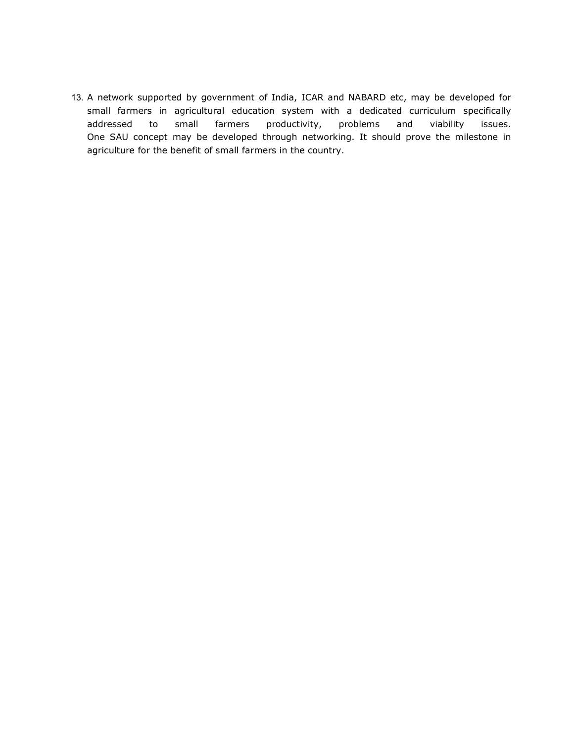13. A network supported by government of India, ICAR and NABARD etc, may be developed for small farmers in agricultural education system with a dedicated curriculum specifically addressed to small farmers productivity, problems and viability issues. One SAU concept may be developed through networking. It should prove the milestone in agriculture for the benefit of small farmers in the country.